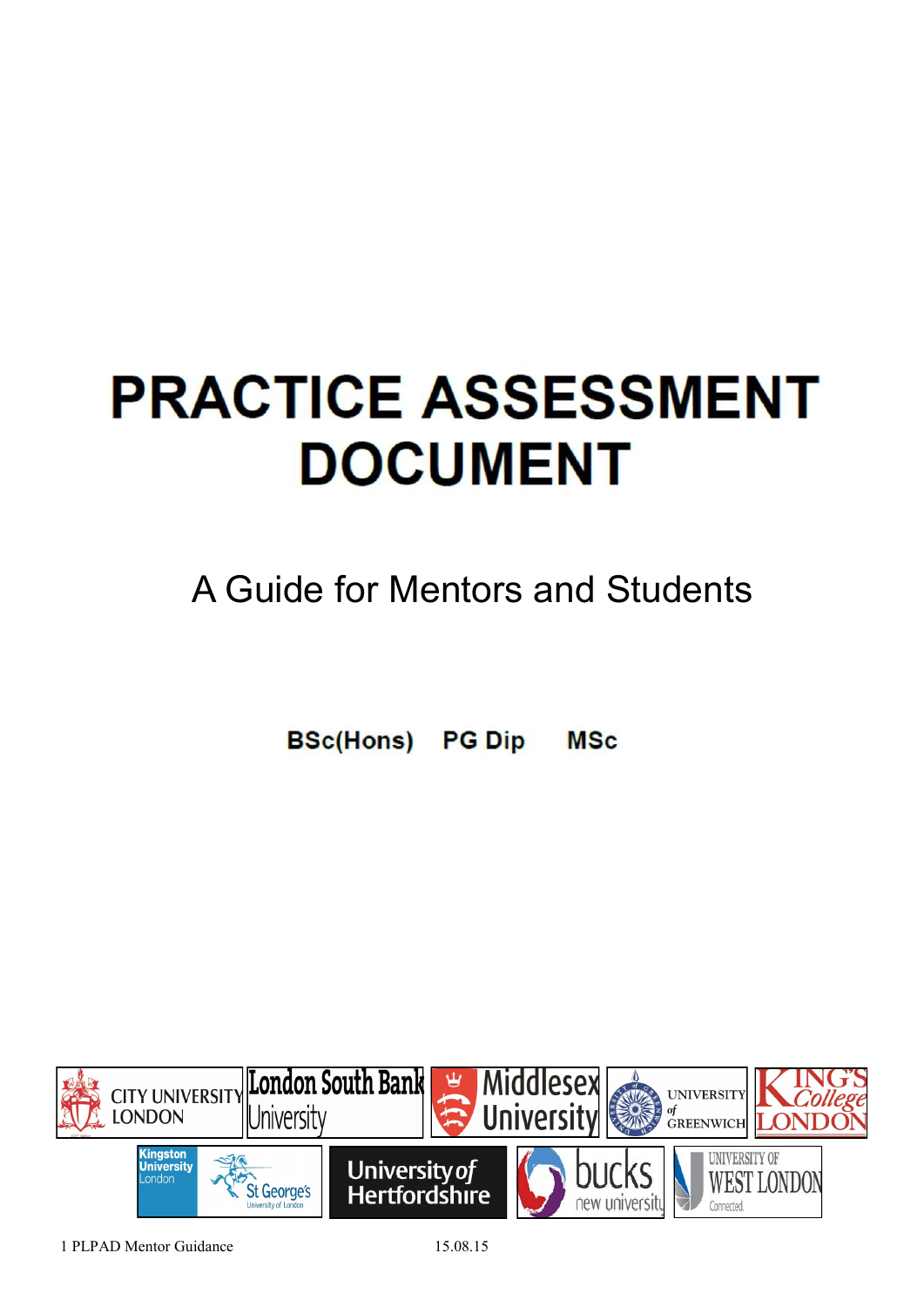# PRACTICE ASSESSMENT DOCUMENT

## A Guide for Mentors and Students

**BSc(Hons) PG Dip MSc**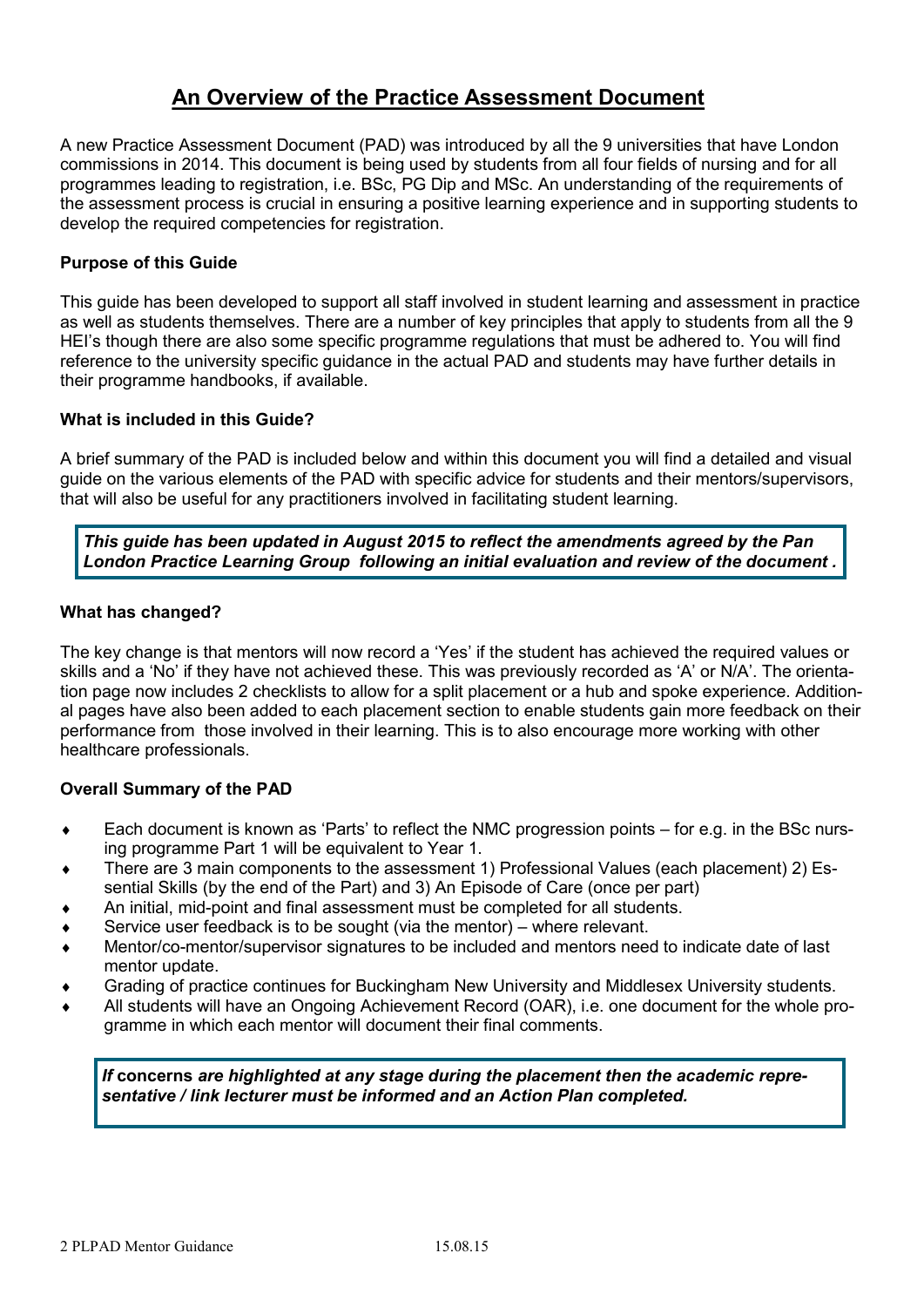# An Overview of the Practice Assessment Document

A new Practice Assessment Document (PAD) was introduced by all the 9 universities that have London commissions in 2014. This document is being used by students from all four fields of nursing and for all programmes leading to registration, i.e. BSc, PG Dip and MSc. An understanding of the requirements of the assessment process is crucial in ensuring a positive learning experience and in supporting students to develop the required competencies for registration.

### Purpose of this Guide

This guide has been developed to support all staff involved in student learning and assessment in practice as well as students themselves. There are a number of key principles that apply to students from all the 9 HEI's though there are also some specific programme regulations that must be adhered to. You will find reference to the university specific guidance in the actual PAD and students may have further details in their programme handbooks, if available.

### What is included in this Guide?

A brief summary of the PAD is included below and within this document you will find a detailed and visual guide on the various elements of the PAD with specific advice for students and their mentors/supervisors, that will also be useful for any practitioners involved in facilitating student learning.

***This guide has been updated in August 2015 to reflect the amendments agreed by the Pan London Practice Learning Group following an initial evaluation and review of the document .***

### What has changed?

The key change is that mentors will now record a 'Yes' if the student has achieved the required values or skills and a 'No' if they have not achieved these. This was previously recorded as 'A' or N/A'. The orientation page now includes 2 checklists to allow for a split placement or a hub and spoke experience. Additional pages have also been added to each placement section to enable students gain more feedback on their performance from those involved in their learning. This is to also encourage more working with other healthcare professionals.

### Overall Summary of the PAD

- Each document is known as 'Parts' to reflect the NMC progression points – for e.g. in the BSc nursing programme Part 1 will be equivalent to Year 1.
- There are 3 main components to the assessment 1) Professional Values (each placement) 2) Essential Skills (by the end of the Part) and 3) An Episode of Care (once per part)
- An initial, mid-point and final assessment must be completed for all students.
- Service user feedback is to be sought (via the mentor) – where relevant.
- Mentor/co-mentor/supervisor signatures to be included and mentors need to indicate date of last mentor update.
- Grading of practice continues for Buckingham New University and Middlesex University students.
- All students will have an Ongoing Achievement Record (OAR), i.e. one document for the whole programme in which each mentor will document their final comments.

***If* concerns *are highlighted at any stage during the placement then the academic representative / link lecturer must be informed and an Action Plan completed.***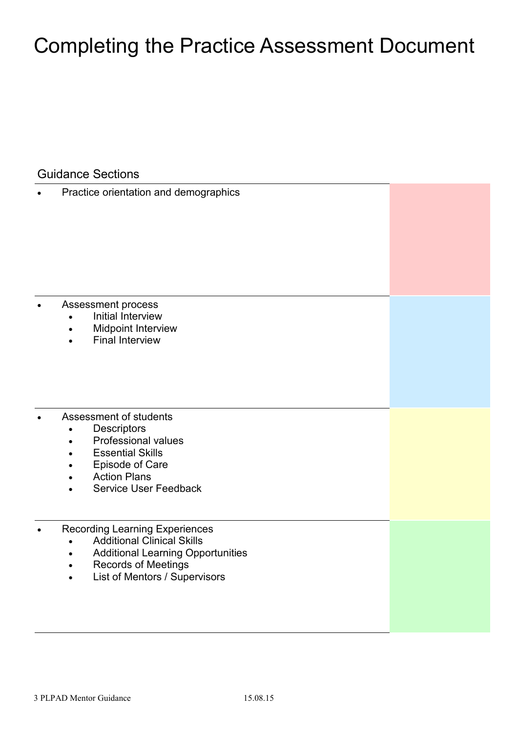# Completing the Practice Assessment Document

## Guidance Sections

- Practice orientation and demographics

- Assessment process
  - Initial Interview
  - Midpoint Interview
  - Final Interview

- Assessment of students
  - Descriptors
  - Professional values
  - Essential Skills
  - Episode of Care
  - Action Plans
  - Service User Feedback

- Recording Learning Experiences
  - Additional Clinical Skills
  - Additional Learning Opportunities
  - Records of Meetings
  - List of Mentors / Supervisors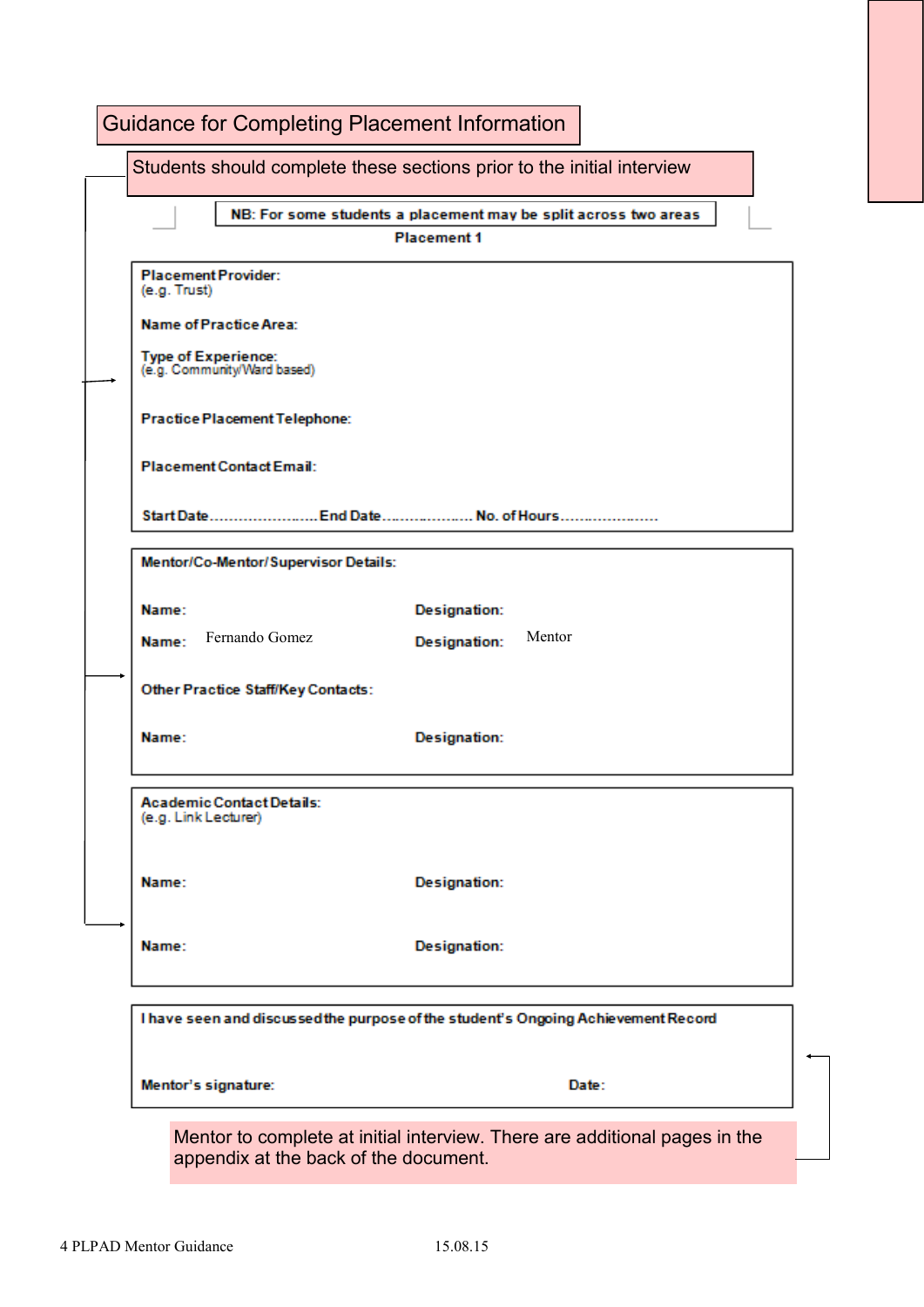# Guidance for Completing Placement Information

Students should complete these sections prior to the initial interview

NB: For some students a placement may be split across two areas

**Placement 1**

**Placement Provider:**
(e.g. Trust)

**Name of Practice Area:**

**Type of Experience:**
(e.g. Community/Ward based)

**Practice Placement Telephone:**

**Placement Contact Email:**

**Start Date**…………………… **End Date**……………….. **No. of Hours**………………….

**Mentor/Co-Mentor/ Supervisor Details:**

| Name: | Designation: |
|---|---|
| Name: Fernando Gomez | Designation: Mentor |

**Other Practice Staff/Key Contacts:**

| Name: | Designation: |
|---|---|

**Academic Contact Details:**
(e.g. Link Lecturer)

| Name: | Designation: |
|---|---|
| Name: | Designation: |

**I have seen and discussed the purpose of the student's Ongoing Achievement Record**

**Mentor's signature:** **Date:**

Mentor to complete at initial interview. There are additional pages in the appendix at the back of the document.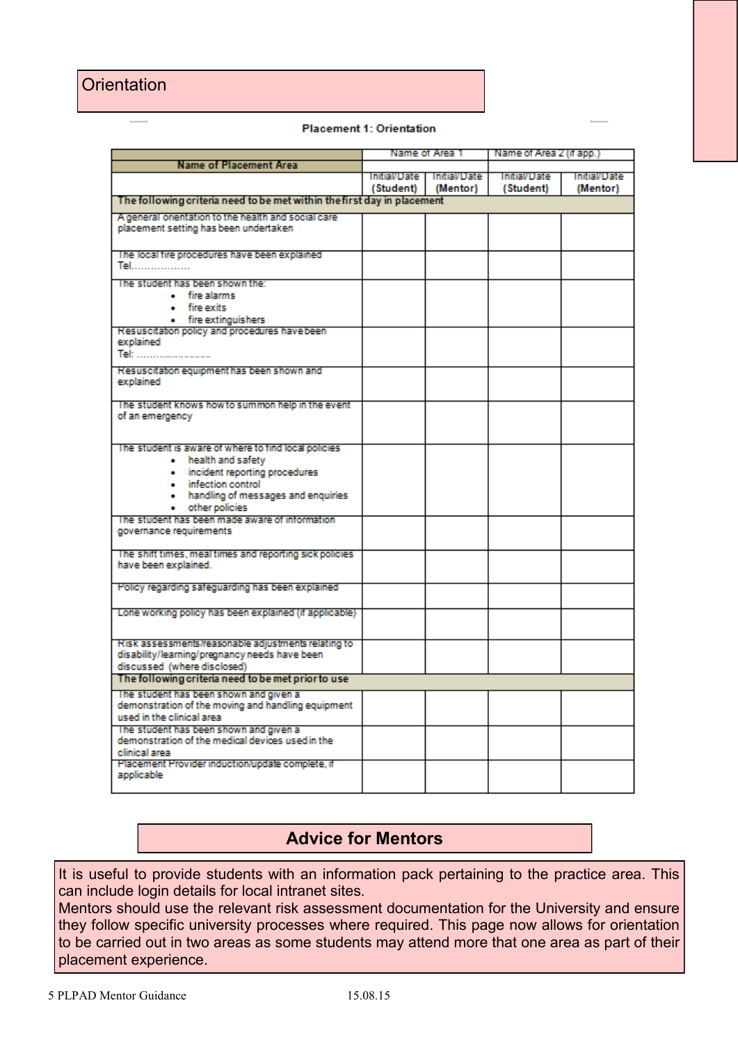## Orientation

**Placement 1: Orientation**

| Name of Placement Area | Name of Area 1 | | Name of Area 2 (if app.) | |
|---|---|---|---|---|
| | Initial/Date (Student) | Initial/Date (Mentor) | Initial/Date (Student) | Initial/Date (Mentor) |
| **The following criteria need to be met within the first day in placement** | | | | |
| A general orientation to the health and social care placement setting has been undertaken | | | | |
| The local fire procedures have been explained Tel……………… | | | | |
| The student has been shown the: <br>• fire alarms <br>• fire exits <br>• fire extinguishers | | | | |
| Resuscitation policy and procedures have been explained Tel: …………………… | | | | |
| Resuscitation equipment has been shown and explained | | | | |
| The student knows how to summon help in the event of an emergency | | | | |
| The student is aware of where to find local policies <br>• health and safety <br>• incident reporting procedures <br>• infection control <br>• handling of messages and enquiries <br>• other policies | | | | |
| The student has been made aware of information governance requirements | | | | |
| The shift times, meal times and reporting sick policies have been explained. | | | | |
| Policy regarding safeguarding has been explained | | | | |
| Lone working policy has been explained (if applicable) | | | | |
| Risk assessments/reasonable adjustments relating to disability/learning/pregnancy needs have been discussed (where disclosed) | | | | |
| **The following criteria need to be met prior to use** | | | | |
| The student has been shown and given a demonstration of the moving and handling equipment used in the clinical area | | | | |
| The student has been shown and given a demonstration of the medical devices used in the clinical area | | | | |
| Placement Provider induction/update complete, if applicable | | | | |

## Advice for Mentors

It is useful to provide students with an information pack pertaining to the practice area. This can include login details for local intranet sites.
Mentors should use the relevant risk assessment documentation for the University and ensure they follow specific university processes where required. This page now allows for orientation to be carried out in two areas as some students may attend more that one area as part of their placement experience.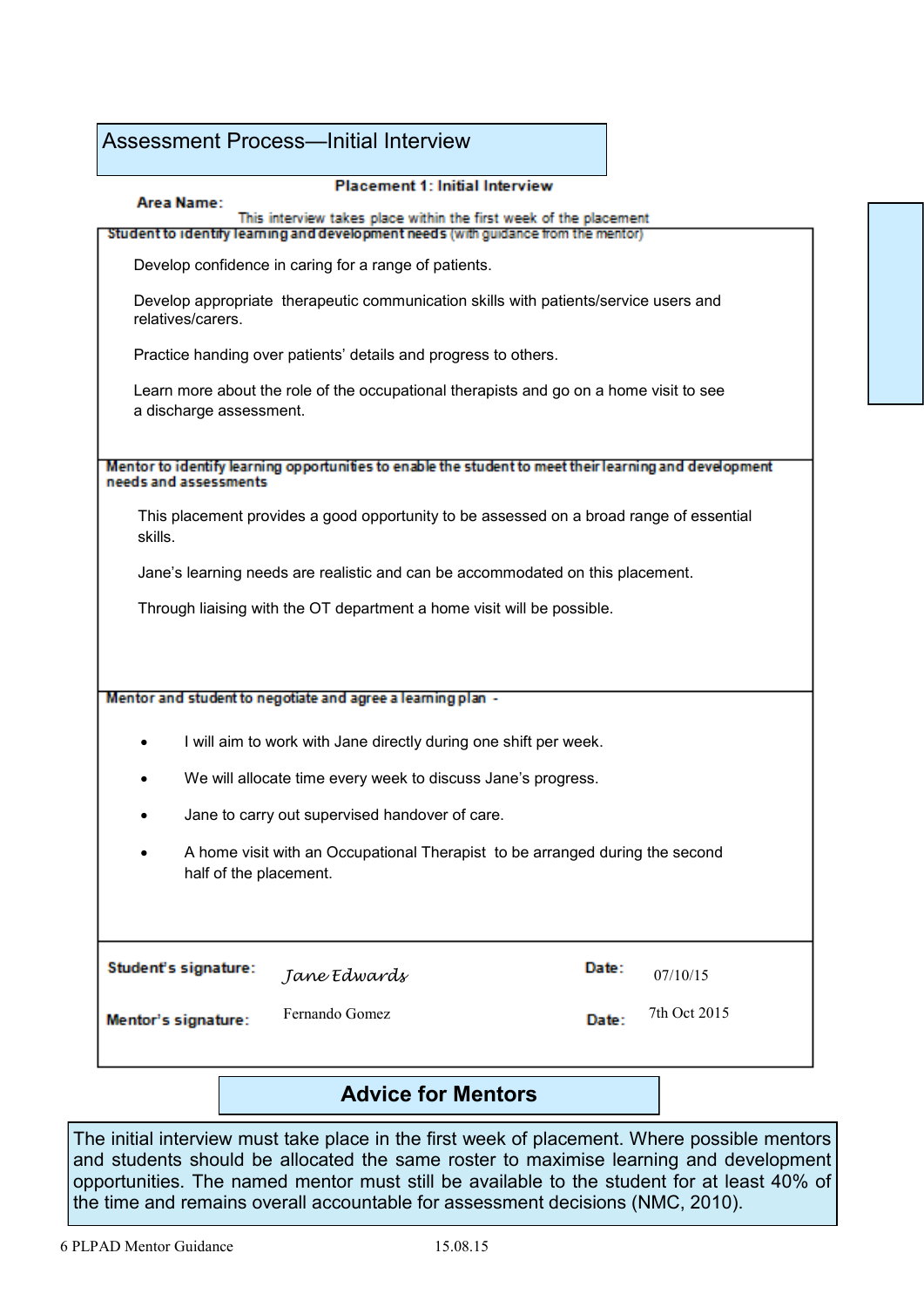# Assessment Process—Initial Interview

**Placement 1: Initial Interview**

**Area Name:**

This interview takes place within the first week of the placement

**Student to identify learning and development needs** (with guidance from the mentor)

Develop confidence in caring for a range of patients.

Develop appropriate therapeutic communication skills with patients/service users and relatives/carers.

Practice handing over patients' details and progress to others.

Learn more about the role of the occupational therapists and go on a home visit to see a discharge assessment.

**Mentor to identify learning opportunities to enable the student to meet their learning and development needs and assessments**

This placement provides a good opportunity to be assessed on a broad range of essential skills.

Jane's learning needs are realistic and can be accommodated on this placement.

Through liaising with the OT department a home visit will be possible.

**Mentor and student to negotiate and agree a learning plan -**

- I will aim to work with Jane directly during one shift per week.
- We will allocate time every week to discuss Jane's progress.
- Jane to carry out supervised handover of care.
- A home visit with an Occupational Therapist to be arranged during the second half of the placement.

| | | | |
|---|---|---|---|
| **Student's signature:** | *Jane Edwards* | **Date:** | 07/10/15 |
| **Mentor's signature:** | Fernando Gomez | **Date:** | 7th Oct 2015 |

## Advice for Mentors

The initial interview must take place in the first week of placement. Where possible mentors and students should be allocated the same roster to maximise learning and development opportunities. The named mentor must still be available to the student for at least 40% of the time and remains overall accountable for assessment decisions (NMC, 2010).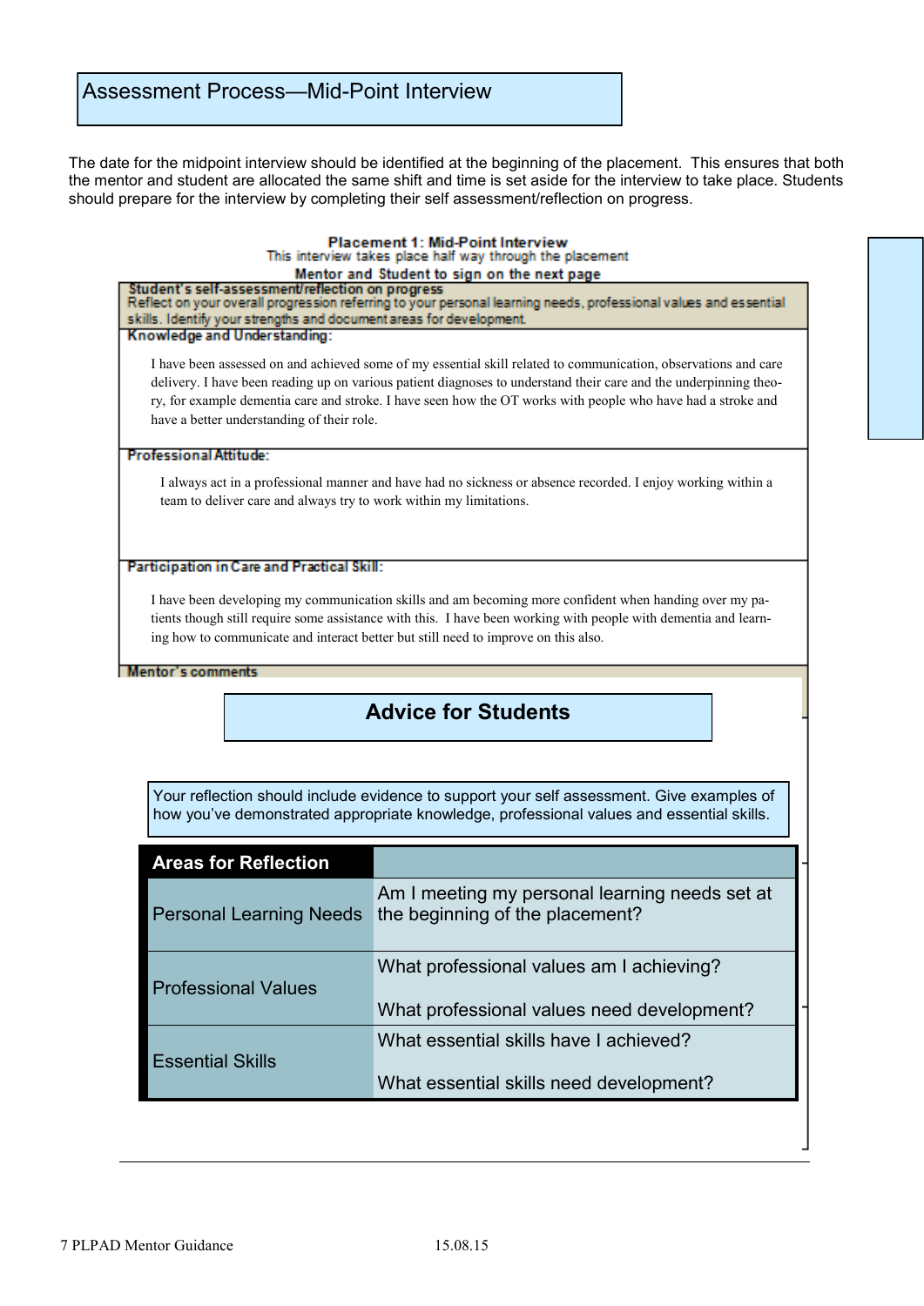# Assessment Process—Mid-Point Interview

The date for the midpoint interview should be identified at the beginning of the placement. This ensures that both the mentor and student are allocated the same shift and time is set aside for the interview to take place. Students should prepare for the interview by completing their self assessment/reflection on progress.

**Placement 1: Mid-Point Interview**
This interview takes place half way through the placement
**Mentor and Student to sign on the next page**

**Student's self-assessment/reflection on progress**
Reflect on your overall progression referring to your personal learning needs, professional values and essential skills. Identify your strengths and document areas for development.

**Knowledge and Understanding:**

I have been assessed on and achieved some of my essential skill related to communication, observations and care delivery. I have been reading up on various patient diagnoses to understand their care and the underpinning theory, for example dementia care and stroke. I have seen how the OT works with people who have had a stroke and have a better understanding of their role.

**Professional Attitude:**

I always act in a professional manner and have had no sickness or absence recorded. I enjoy working within a team to deliver care and always try to work within my limitations.

**Participation in Care and Practical Skill:**

I have been developing my communication skills and am becoming more confident when handing over my patients though still require some assistance with this. I have been working with people with dementia and learning how to communicate and interact better but still need to improve on this also.

**Mentor's comments**

## Advice for Students

Your reflection should include evidence to support your self assessment. Give examples of how you've demonstrated appropriate knowledge, professional values and essential skills.

| Areas for Reflection | |
|---|---|
| Personal Learning Needs | Am I meeting my personal learning needs set at the beginning of the placement? |
| Professional Values | What professional values am I achieving?<br><br>What professional values need development? |
| Essential Skills | What essential skills have I achieved?<br><br>What essential skills need development? |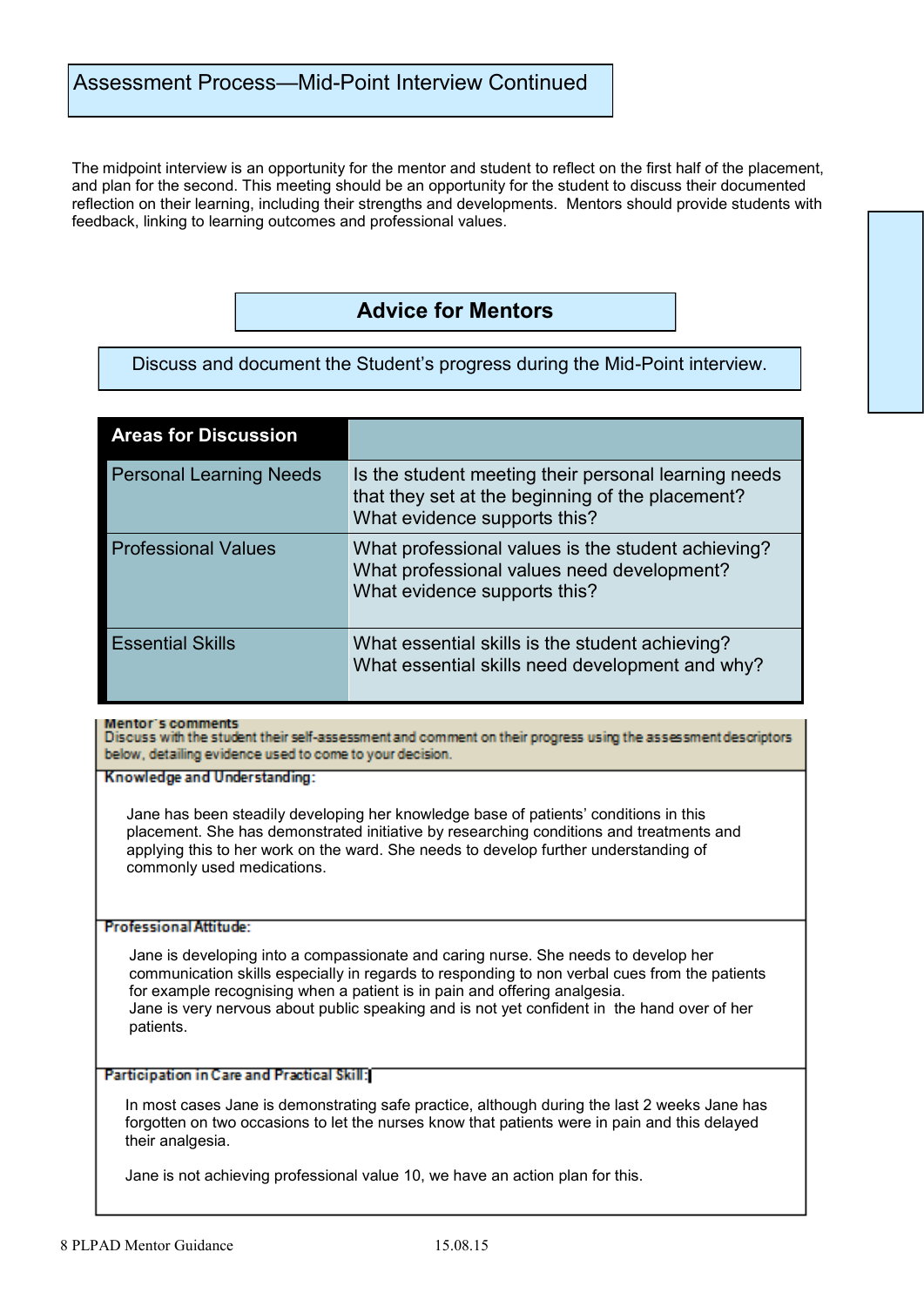# Assessment Process—Mid-Point Interview Continued

The midpoint interview is an opportunity for the mentor and student to reflect on the first half of the placement, and plan for the second. This meeting should be an opportunity for the student to discuss their documented reflection on their learning, including their strengths and developments. Mentors should provide students with feedback, linking to learning outcomes and professional values.

## Advice for Mentors

Discuss and document the Student's progress during the Mid-Point interview.

| Areas for Discussion | |
|---|---|
| Personal Learning Needs | Is the student meeting their personal learning needs that they set at the beginning of the placement? What evidence supports this? |
| Professional Values | What professional values is the student achieving? What professional values need development? What evidence supports this? |
| Essential Skills | What essential skills is the student achieving? What essential skills need development and why? |

**Mentor's comments**

Discuss with the student their self-assessment and comment on their progress using the assessment descriptors below, detailing evidence used to come to your decision.

**Knowledge and Understanding:**

Jane has been steadily developing her knowledge base of patients' conditions in this placement. She has demonstrated initiative by researching conditions and treatments and applying this to her work on the ward. She needs to develop further understanding of commonly used medications.

**Professional Attitude:**

Jane is developing into a compassionate and caring nurse. She needs to develop her communication skills especially in regards to responding to non verbal cues from the patients for example recognising when a patient is in pain and offering analgesia.
Jane is very nervous about public speaking and is not yet confident in the hand over of her patients.

**Participation in Care and Practical Skill:**

In most cases Jane is demonstrating safe practice, although during the last 2 weeks Jane has forgotten on two occasions to let the nurses know that patients were in pain and this delayed their analgesia.

Jane is not achieving professional value 10, we have an action plan for this.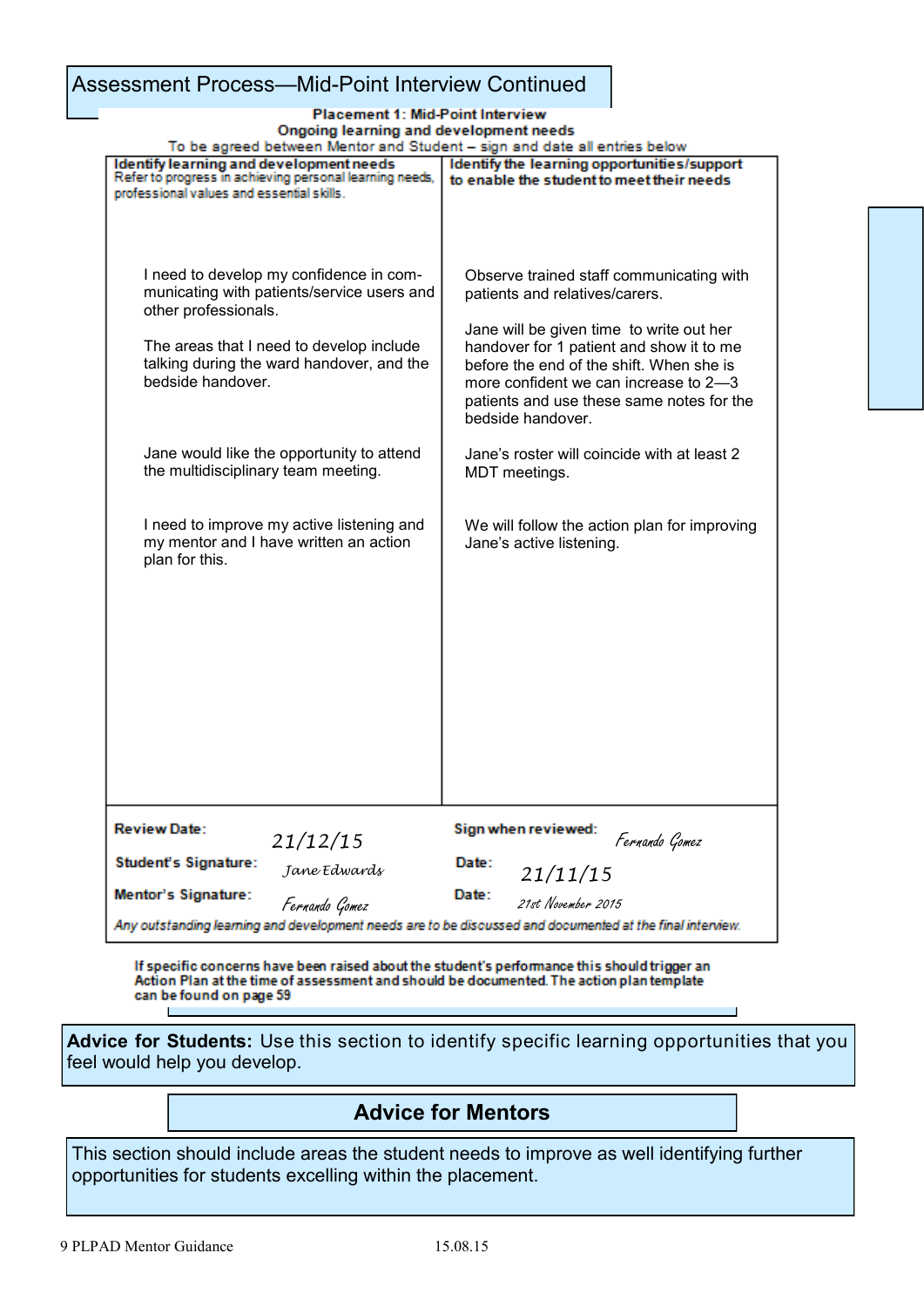# Assessment Process—Mid-Point Interview Continued

**Placement 1: Mid-Point Interview**
**Ongoing learning and development needs**
To be agreed between Mentor and Student – sign and date all entries below

| **Identify learning and development needs** Refer to progress in achieving personal learning needs, professional values and essential skills. | **Identify the learning opportunities/support to enable the student to meet their needs** |
|---|---|
| I need to develop my confidence in communicating with patients/service users and other professionals. | Observe trained staff communicating with patients and relatives/carers. |
| The areas that I need to develop include talking during the ward handover, and the bedside handover. | Jane will be given time to write out her handover for 1 patient and show it to me before the end of the shift. When she is more confident we can increase to 2—3 patients and use these same notes for the bedside handover. |
| Jane would like the opportunity to attend the multidisciplinary team meeting. | Jane's roster will coincide with at least 2 MDT meetings. |
| I need to improve my active listening and my mentor and I have written an action plan for this. | We will follow the action plan for improving Jane's active listening. |

| | | | |
|---|---|---|---|
| **Review Date:** | 21/12/15 | **Sign when reviewed:** | Fernando Gomez |
| **Student's Signature:** | Jane Edwards | **Date:** | 21/11/15 |
| **Mentor's Signature:** | Fernando Gomez | **Date:** | 21st November 2015 |

*Any outstanding learning and development needs are to be discussed and documented at the final interview.*

**If specific concerns have been raised about the student's performance this should trigger an Action Plan at the time of assessment and should be documented. The action plan template can be found on page 59**

**Advice for Students:** Use this section to identify specific learning opportunities that you feel would help you develop.

## Advice for Mentors

This section should include areas the student needs to improve as well identifying further opportunities for students excelling within the placement.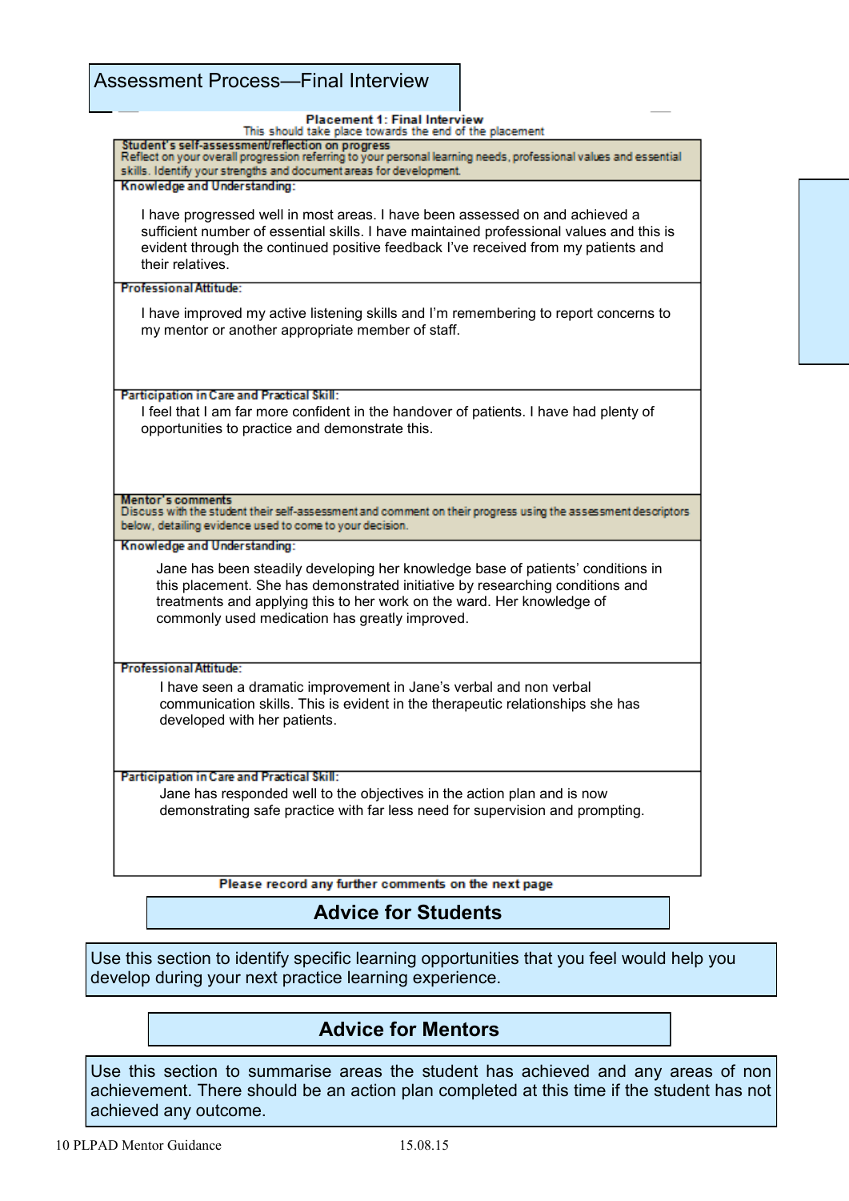# Assessment Process—Final Interview

**Placement 1: Final Interview**
This should take place towards the end of the placement

**Student's self-assessment/reflection on progress**
Reflect on your overall progression referring to your personal learning needs, professional values and essential skills. Identify your strengths and document areas for development.

**Knowledge and Understanding:**

I have progressed well in most areas. I have been assessed on and achieved a sufficient number of essential skills. I have maintained professional values and this is evident through the continued positive feedback I've received from my patients and their relatives.

**Professional Attitude:**

I have improved my active listening skills and I'm remembering to report concerns to my mentor or another appropriate member of staff.

**Participation in Care and Practical Skill:**

I feel that I am far more confident in the handover of patients. I have had plenty of opportunities to practice and demonstrate this.

**Mentor's comments**
Discuss with the student their self-assessment and comment on their progress using the assessment descriptors below, detailing evidence used to come to your decision.

**Knowledge and Understanding:**

Jane has been steadily developing her knowledge base of patients' conditions in this placement. She has demonstrated initiative by researching conditions and treatments and applying this to her work on the ward. Her knowledge of commonly used medication has greatly improved.

**Professional Attitude:**

I have seen a dramatic improvement in Jane's verbal and non verbal communication skills. This is evident in the therapeutic relationships she has developed with her patients.

**Participation in Care and Practical Skill:**

Jane has responded well to the objectives in the action plan and is now demonstrating safe practice with far less need for supervision and prompting.

**Please record any further comments on the next page**

## Advice for Students

Use this section to identify specific learning opportunities that you feel would help you develop during your next practice learning experience.

## Advice for Mentors

Use this section to summarise areas the student has achieved and any areas of non achievement. There should be an action plan completed at this time if the student has not achieved any outcome.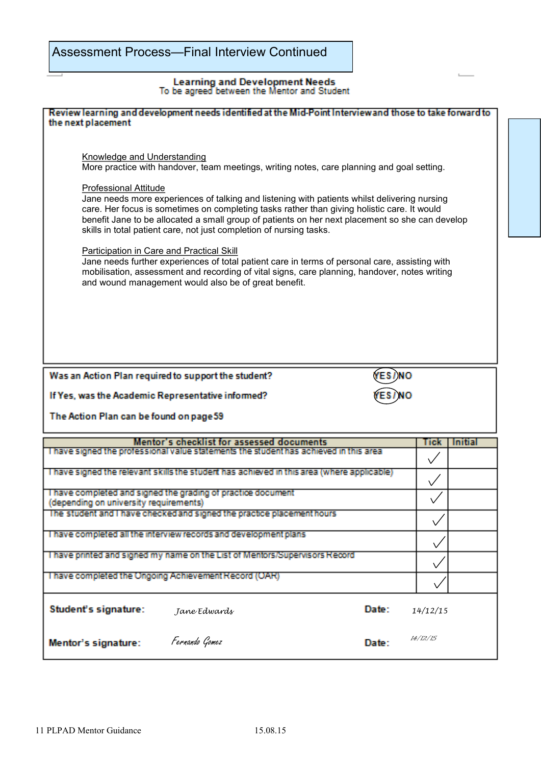# Assessment Process—Final Interview Continued

### Learning and Development Needs
To be agreed between the Mentor and Student

**Review learning and development needs identified at the Mid-Point Interview and those to take forward to the next placement**

Knowledge and Understanding
More practice with handover, team meetings, writing notes, care planning and goal setting.

Professional Attitude
Jane needs more experiences of talking and listening with patients whilst delivering nursing care. Her focus is sometimes on completing tasks rather than giving holistic care. It would benefit Jane to be allocated a small group of patients on her next placement so she can develop skills in total patient care, not just completion of nursing tasks.

Participation in Care and Practical Skill
Jane needs further experiences of total patient care in terms of personal care, assisting with mobilisation, assessment and recording of vital signs, care planning, handover, notes writing and wound management would also be of great benefit.

**Was an Action Plan required to support the student?** YES (circled) / NO

**If Yes, was the Academic Representative informed?** YES (circled) / NO

**The Action Plan can be found on page 59**

| Mentor's checklist for assessed documents | Tick | Initial |
|---|---|---|
| I have signed the professional value statements the student has achieved in this area | ✓ | |
| I have signed the relevant skills the student has achieved in this area (where applicable) | ✓ | |
| I have completed and signed the grading of practice document (depending on university requirements) | ✓ | |
| The student and I have checked and signed the practice placement hours | ✓ | |
| I have completed all the interview records and development plans | ✓ | |
| I have printed and signed my name on the List of Mentors/Supervisors Record | ✓ | |
| I have completed the Ongoing Achievement Record (OAR) | ✓ | |

**Student's signature:** *Jane Edwards* **Date:** 14/12/15

**Mentor's signature:** *Fernando Gomez* **Date:** 14/12/15

11 PLPAD Mentor Guidance 15.08.15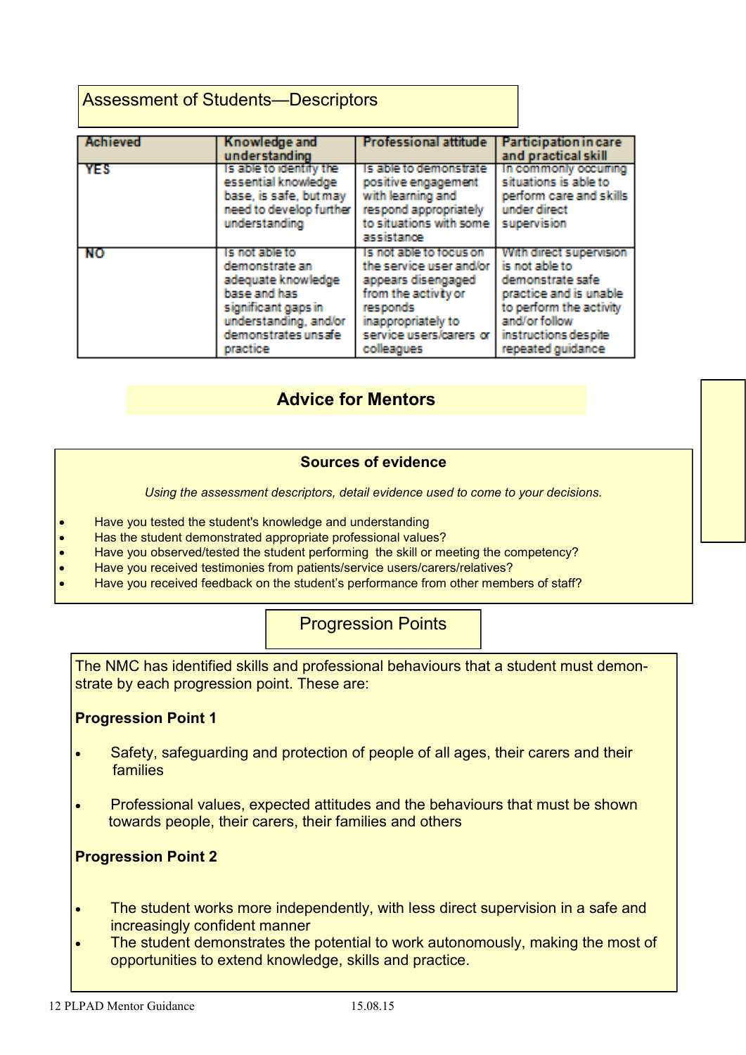## Assessment of Students—Descriptors

| Achieved | Knowledge and understanding | Professional attitude | Participation in care and practical skill |
|---|---|---|---|
| YES | Is able to identify the essential knowledge base, is safe, but may need to develop further understanding | Is able to demonstrate positive engagement with learning and respond appropriately to situations with some assistance | In commonly occurring situations is able to perform care and skills under direct supervision |
| NO | Is not able to demonstrate an adequate knowledge base and has significant gaps in understanding, and/or demonstrates unsafe practice | Is not able to focus on the service user and/or appears disengaged from the activity or responds inappropriately to service users/carers or colleagues | With direct supervision is not able to demonstrate safe practice and is unable to perform the activity and/or follow instructions despite repeated guidance |

## Advice for Mentors

### Sources of evidence

*Using the assessment descriptors, detail evidence used to come to your decisions.*

- Have you tested the student's knowledge and understanding
- Has the student demonstrated appropriate professional values?
- Have you observed/tested the student performing the skill or meeting the competency?
- Have you received testimonies from patients/service users/carers/relatives?
- Have you received feedback on the student's performance from other members of staff?

## Progression Points

The NMC has identified skills and professional behaviours that a student must demonstrate by each progression point. These are:

**Progression Point 1**

- Safety, safeguarding and protection of people of all ages, their carers and their families
- Professional values, expected attitudes and the behaviours that must be shown towards people, their carers, their families and others

**Progression Point 2**

- The student works more independently, with less direct supervision in a safe and increasingly confident manner
- The student demonstrates the potential to work autonomously, making the most of opportunities to extend knowledge, skills and practice.

12 PLPAD Mentor Guidance 15.08.15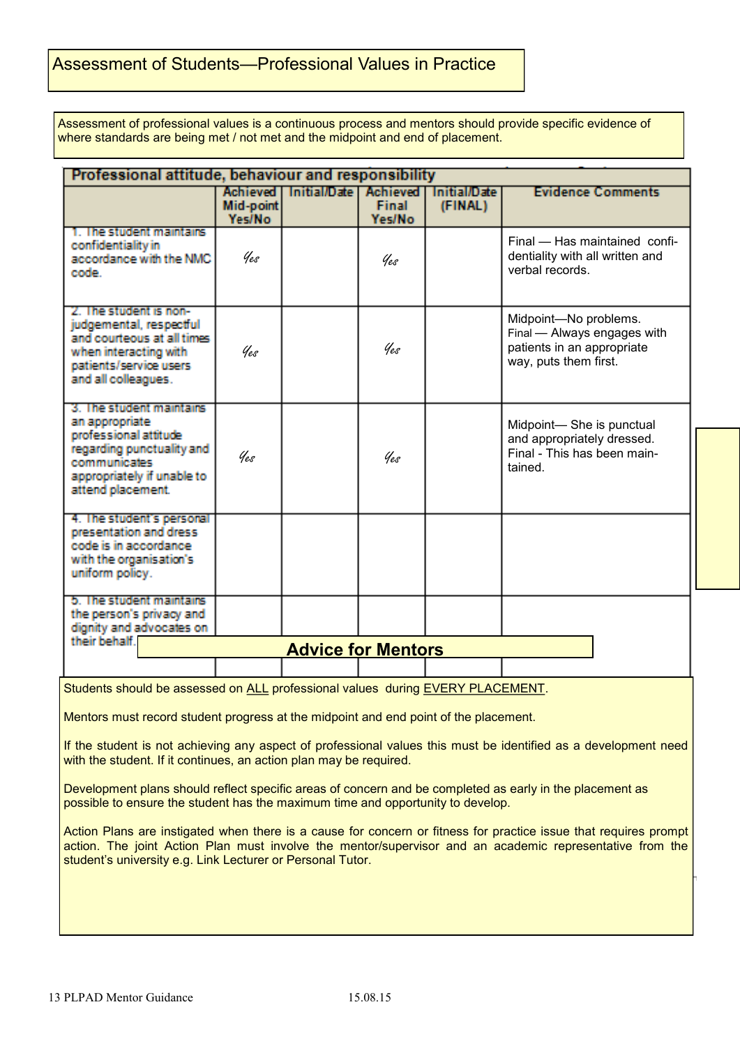# Assessment of Students—Professional Values in Practice

Assessment of professional values is a continuous process and mentors should provide specific evidence of where standards are being met / not met and the midpoint and end of placement.

| Professional attitude, behaviour and responsibility | Achieved Mid-point Yes/No | Initial/Date | Achieved Final Yes/No | Initial/Date (FINAL) | Evidence Comments |
|---|---|---|---|---|---|
| 1. The student maintains confidentiality in accordance with the NMC code. | Yes | | Yes | | Final — Has maintained confidentiality with all written and verbal records. |
| 2. The student is non-judgemental, respectful and courteous at all times when interacting with patients/service users and all colleagues. | Yes | | Yes | | Midpoint—No problems. Final — Always engages with patients in an appropriate way, puts them first. |
| 3. The student maintains an appropriate professional attitude regarding punctuality and communicates appropriately if unable to attend placement. | Yes | | Yes | | Midpoint— She is punctual and appropriately dressed. Final - This has been maintained. |
| 4. The student's personal presentation and dress code is in accordance with the organisation's uniform policy. | | | | | |
| 5. The student maintains the person's privacy and dignity and advocates on their behalf. | | | | | |

## Advice for Mentors

Students should be assessed on ALL professional values during EVERY PLACEMENT.

Mentors must record student progress at the midpoint and end point of the placement.

If the student is not achieving any aspect of professional values this must be identified as a development need with the student. If it continues, an action plan may be required.

Development plans should reflect specific areas of concern and be completed as early in the placement as possible to ensure the student has the maximum time and opportunity to develop.

Action Plans are instigated when there is a cause for concern or fitness for practice issue that requires prompt action. The joint Action Plan must involve the mentor/supervisor and an academic representative from the student's university e.g. Link Lecturer or Personal Tutor.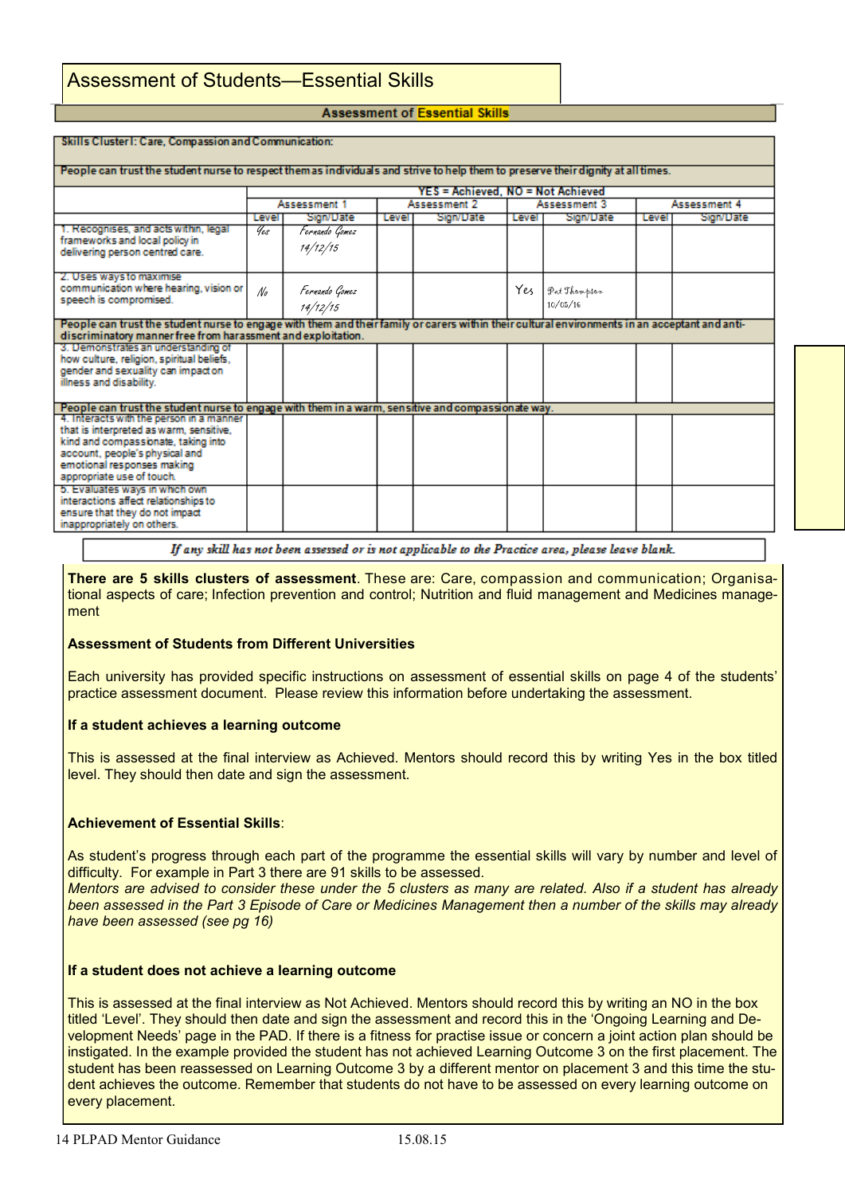# Assessment of Students—Essential Skills

**Assessment of Essential Skills**

| Skills Cluster I: Care, Compassion and Communication: | | | | | | | | |
|---|---|---|---|---|---|---|---|---|
| **People can trust the student nurse to respect them as individuals and strive to help them to preserve their dignity at all times.** | | | | | | | | |
| | YES = Achieved, NO = Not Achieved | | | | | | | |
| | Assessment 1 | | Assessment 2 | | Assessment 3 | | Assessment 4 | |
| | Level | Sign/Date | Level | Sign/Date | Level | Sign/Date | Level | Sign/Date |
| 1. Recognises, and acts within, legal frameworks and local policy in delivering person centred care. | Yes | Fernando Gomez 14/12/15 | | | | | | |
| 2. Uses ways to maximise communication where hearing, vision or speech is compromised. | No | Fernando Gomez 14/12/15 | | | Yes | Pat Thompson 10/05/16 | | |
| **People can trust the student nurse to engage with them and their family or carers within their cultural environments in an acceptant and anti-discriminatory manner free from harassment and exploitation.** | | | | | | | | |
| 3. Demonstrates an understanding of how culture, religion, spiritual beliefs, gender and sexuality can impact on illness and disability. | | | | | | | | |
| **People can trust the student nurse to engage with them in a warm, sensitive and compassionate way.** | | | | | | | | |
| 4. Interacts with the person in a manner that is interpreted as warm, sensitive, kind and compassionate, taking into account, people's physical and emotional responses making appropriate use of touch. | | | | | | | | |
| 5. Evaluates ways in which own interactions affect relationships to ensure that they do not impact inappropriately on others. | | | | | | | | |

*If any skill has not been assessed or is not applicable to the Practice area, please leave blank.*

**There are 5 skills clusters of assessment**. These are: Care, compassion and communication; Organisational aspects of care; Infection prevention and control; Nutrition and fluid management and Medicines management

**Assessment of Students from Different Universities**

Each university has provided specific instructions on assessment of essential skills on page 4 of the students' practice assessment document. Please review this information before undertaking the assessment.

**If a student achieves a learning outcome**

This is assessed at the final interview as Achieved. Mentors should record this by writing Yes in the box titled level. They should then date and sign the assessment.

**Achievement of Essential Skills**:

As student's progress through each part of the programme the essential skills will vary by number and level of difficulty. For example in Part 3 there are 91 skills to be assessed.
*Mentors are advised to consider these under the 5 clusters as many are related. Also if a student has already been assessed in the Part 3 Episode of Care or Medicines Management then a number of the skills may already have been assessed (see pg 16)*

**If a student does not achieve a learning outcome**

This is assessed at the final interview as Not Achieved. Mentors should record this by writing an NO in the box titled 'Level'. They should then date and sign the assessment and record this in the 'Ongoing Learning and Development Needs' page in the PAD. If there is a fitness for practise issue or concern a joint action plan should be instigated. In the example provided the student has not achieved Learning Outcome 3 on the first placement. The student has been reassessed on Learning Outcome 3 by a different mentor on placement 3 and this time the student achieves the outcome. Remember that students do not have to be assessed on every learning outcome on every placement.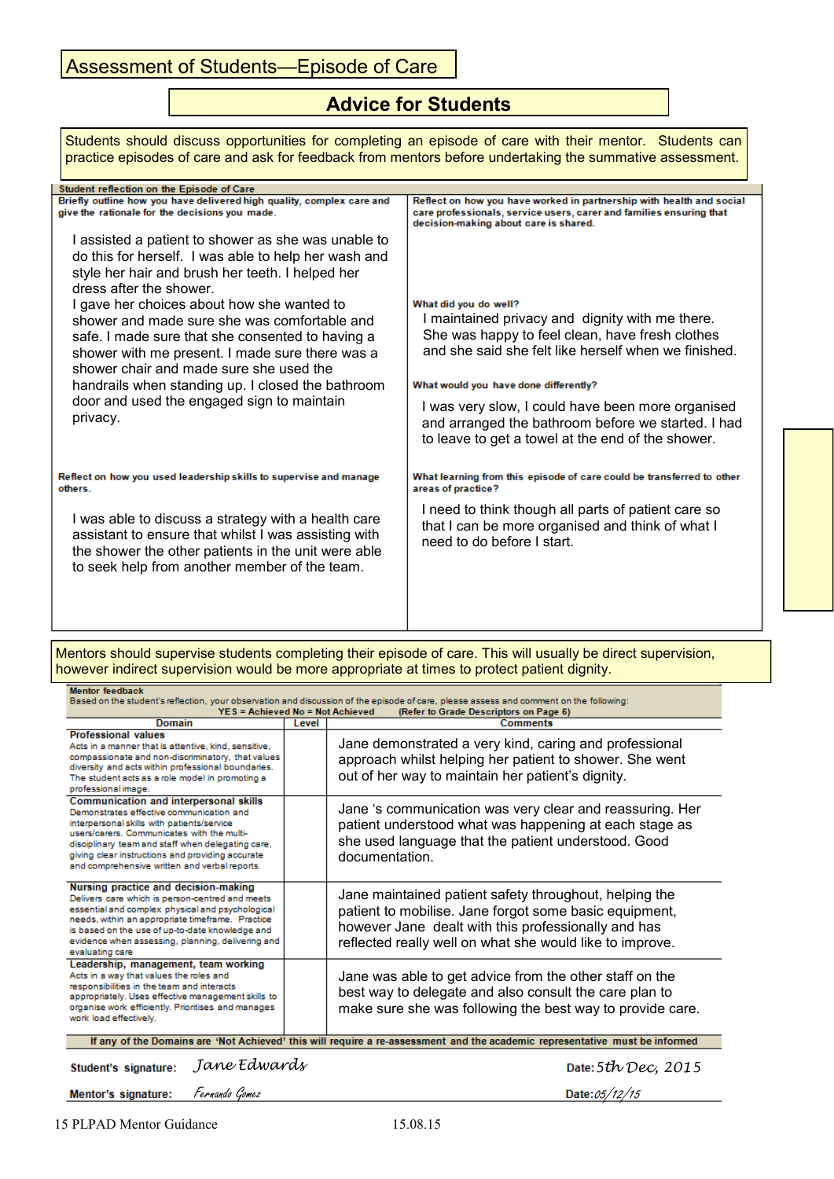# Assessment of Students—Episode of Care

## Advice for Students

Students should discuss opportunities for completing an episode of care with their mentor. Students can practice episodes of care and ask for feedback from mentors before undertaking the summative assessment.

**Student reflection on the Episode of Care**

| **Briefly outline how you have delivered high quality, complex care and give the rationale for the decisions you made.** | **Reflect on how you have worked in partnership with health and social care professionals, service users, carer and families ensuring that decision-making about care is shared.** |
|---|---|
| I assisted a patient to shower as she was unable to do this for herself. I was able to help her wash and style her hair and brush her teeth. I helped her dress after the shower. I gave her choices about how she wanted to shower and made sure she was comfortable and safe. I made sure that she consented to having a shower with me present. I made sure there was a shower chair and made sure she used the handrails when standing up. I closed the bathroom door and used the engaged sign to maintain privacy. | **What did you do well?** I maintained privacy and dignity with me there. She was happy to feel clean, have fresh clothes and she said she felt like herself when we finished. **What would you have done differently?** I was very slow, I could have been more organised and arranged the bathroom before we started. I had to leave to get a towel at the end of the shower. |
| **Reflect on how you used leadership skills to supervise and manage others.** | **What learning from this episode of care could be transferred to other areas of practice?** |
| I was able to discuss a strategy with a health care assistant to ensure that whilst I was assisting with the shower the other patients in the unit were able to seek help from another member of the team. | I need to think though all parts of patient care so that I can be more organised and think of what I need to do before I start. |

Mentors should supervise students completing their episode of care. This will usually be direct supervision, however indirect supervision would be more appropriate at times to protect patient dignity.

**Mentor feedback**

Based on the student's reflection, your observation and discussion of the episode of care, please assess and comment on the following:

YES = Achieved No = Not Achieved (Refer to Grade Descriptors on Page 6)

| Domain | Level | Comments |
|---|---|---|
| **Professional values** Acts in a manner that is attentive, kind, sensitive, compassionate and non-discriminatory, that values diversity and acts within professional boundaries. The student acts as a role model in promoting a professional image. | | Jane demonstrated a very kind, caring and professional approach whilst helping her patient to shower. She went out of her way to maintain her patient's dignity. |
| **Communication and interpersonal skills** Demonstrates effective communication and interpersonal skills with patients/service users/carers. Communicates with the multi-disciplinary team and staff when delegating care, giving clear instructions and providing accurate and comprehensive written and verbal reports. | | Jane 's communication was very clear and reassuring. Her patient understood what was happening at each stage as she used language that the patient understood. Good documentation. |
| **Nursing practice and decision-making** Delivers care which is person-centred and meets essential and complex physical and psychological needs, within an appropriate timeframe. Practice is based on the use of up-to-date knowledge and evidence when assessing, planning, delivering and evaluating care | | Jane maintained patient safety throughout, helping the patient to mobilise. Jane forgot some basic equipment, however Jane dealt with this professionally and has reflected really well on what she would like to improve. |
| **Leadership, management, team working** Acts in a way that values the roles and responsibilities in the team and interacts appropriately. Uses effective management skills to organise work efficiently. Prioritises and manages work load effectively. | | Jane was able to get advice from the other staff on the best way to delegate and also consult the care plan to make sure she was following the best way to provide care. |

**If any of the Domains are 'Not Achieved' this will require a re-assessment and the academic representative must be informed**

**Student's signature:** *Jane Edwards* **Date:** *5th Dec, 2015*

**Mentor's signature:** *Fernando Gomez* **Date:** *05/12/15*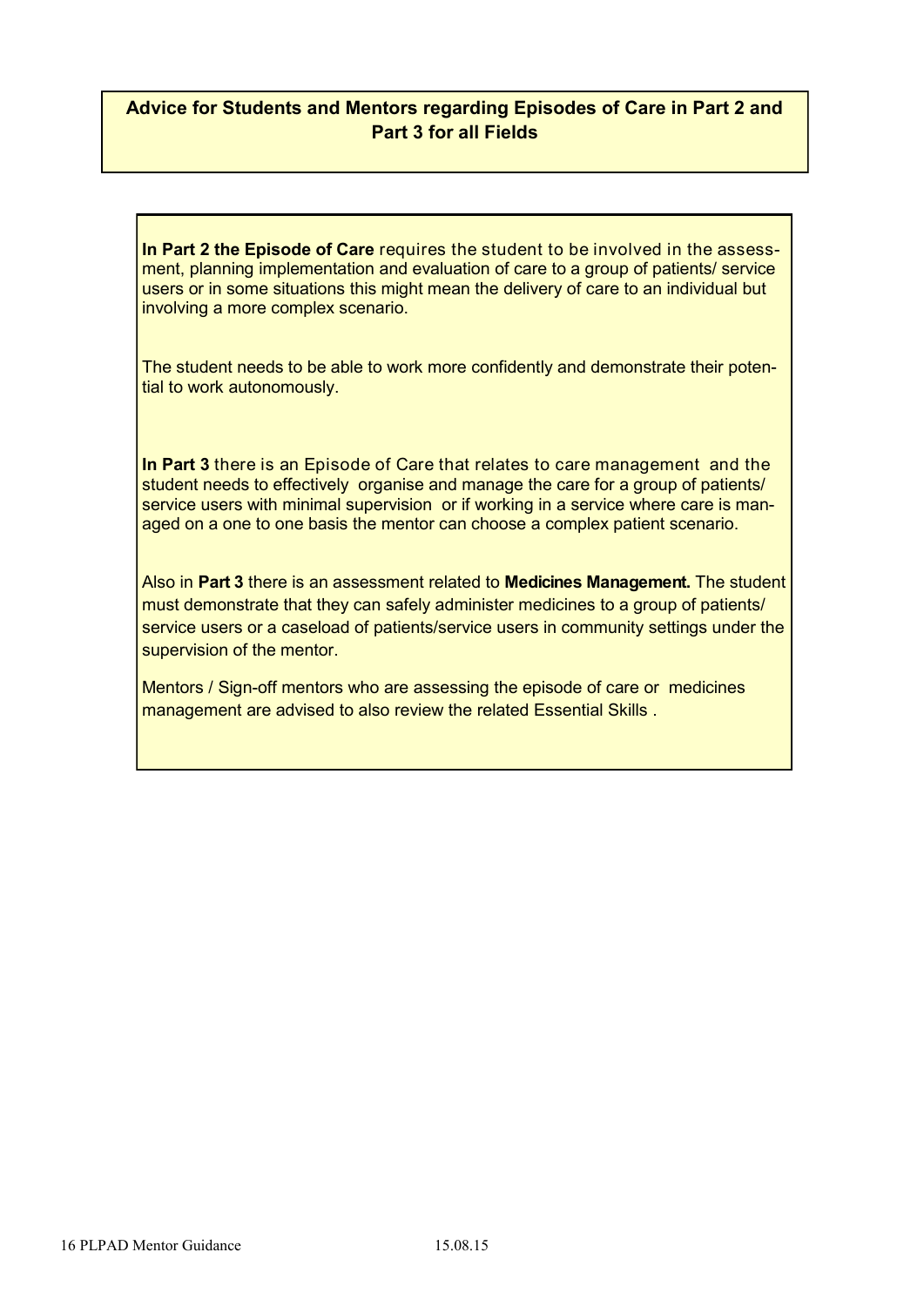## Advice for Students and Mentors regarding Episodes of Care in Part 2 and Part 3 for all Fields

**In Part 2 the Episode of Care** requires the student to be involved in the assessment, planning implementation and evaluation of care to a group of patients/ service users or in some situations this might mean the delivery of care to an individual but involving a more complex scenario.

The student needs to be able to work more confidently and demonstrate their potential to work autonomously.

**In Part 3** there is an Episode of Care that relates to care management and the student needs to effectively organise and manage the care for a group of patients/ service users with minimal supervision or if working in a service where care is managed on a one to one basis the mentor can choose a complex patient scenario.

Also in **Part 3** there is an assessment related to **Medicines Management.** The student must demonstrate that they can safely administer medicines to a group of patients/ service users or a caseload of patients/service users in community settings under the supervision of the mentor.

Mentors / Sign-off mentors who are assessing the episode of care or medicines management are advised to also review the related Essential Skills .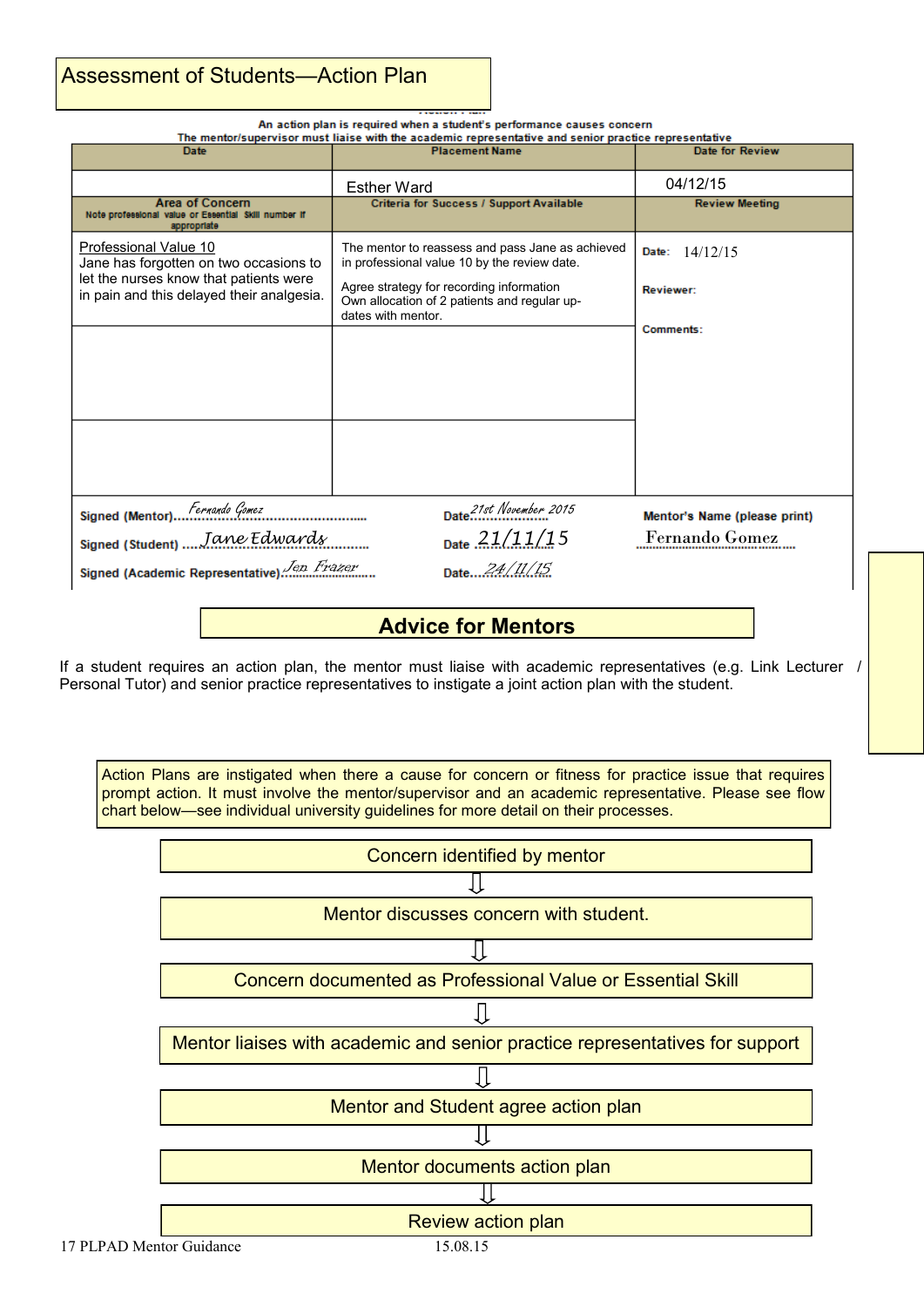# Assessment of Students—Action Plan

An action plan is required when a student's performance causes concern

The mentor/supervisor must liaise with the academic representative and senior practice representative

| Date | Placement Name | Date for Review |
|---|---|---|
| | Esther Ward | 04/12/15 |
| **Area of Concern** Note professional value or Essential Skill number if appropriate | **Criteria for Success / Support Available** | **Review Meeting** |
| Professional Value 10<br>Jane has forgotten on two occasions to let the nurses know that patients were in pain and this delayed their analgesia. | The mentor to reassess and pass Jane as achieved in professional value 10 by the review date.<br><br>Agree strategy for recording information<br>Own allocation of 2 patients and regular up-dates with mentor. | Date: 14/12/15<br><br>Reviewer:<br><br>Comments: |
| | | |
| | | |

Signed (Mentor) Fernando Gomez Date 21st November 2015 Mentor's Name (please print) Fernando Gomez

Signed (Student) Jane Edwards Date 21/11/15

Signed (Academic Representative) Jen Frazer Date 24/11/15

## Advice for Mentors

If a student requires an action plan, the mentor must liaise with academic representatives (e.g. Link Lecturer / Personal Tutor) and senior practice representatives to instigate a joint action plan with the student.

Action Plans are instigated when there a cause for concern or fitness for practice issue that requires prompt action. It must involve the mentor/supervisor and an academic representative. Please see flow chart below—see individual university guidelines for more detail on their processes.

Concern identified by mentor

⇩

Mentor discusses concern with student.

⇩

Concern documented as Professional Value or Essential Skill

⇩

Mentor liaises with academic and senior practice representatives for support

⇩

Mentor and Student agree action plan

⇩

Mentor documents action plan

⇩

Review action plan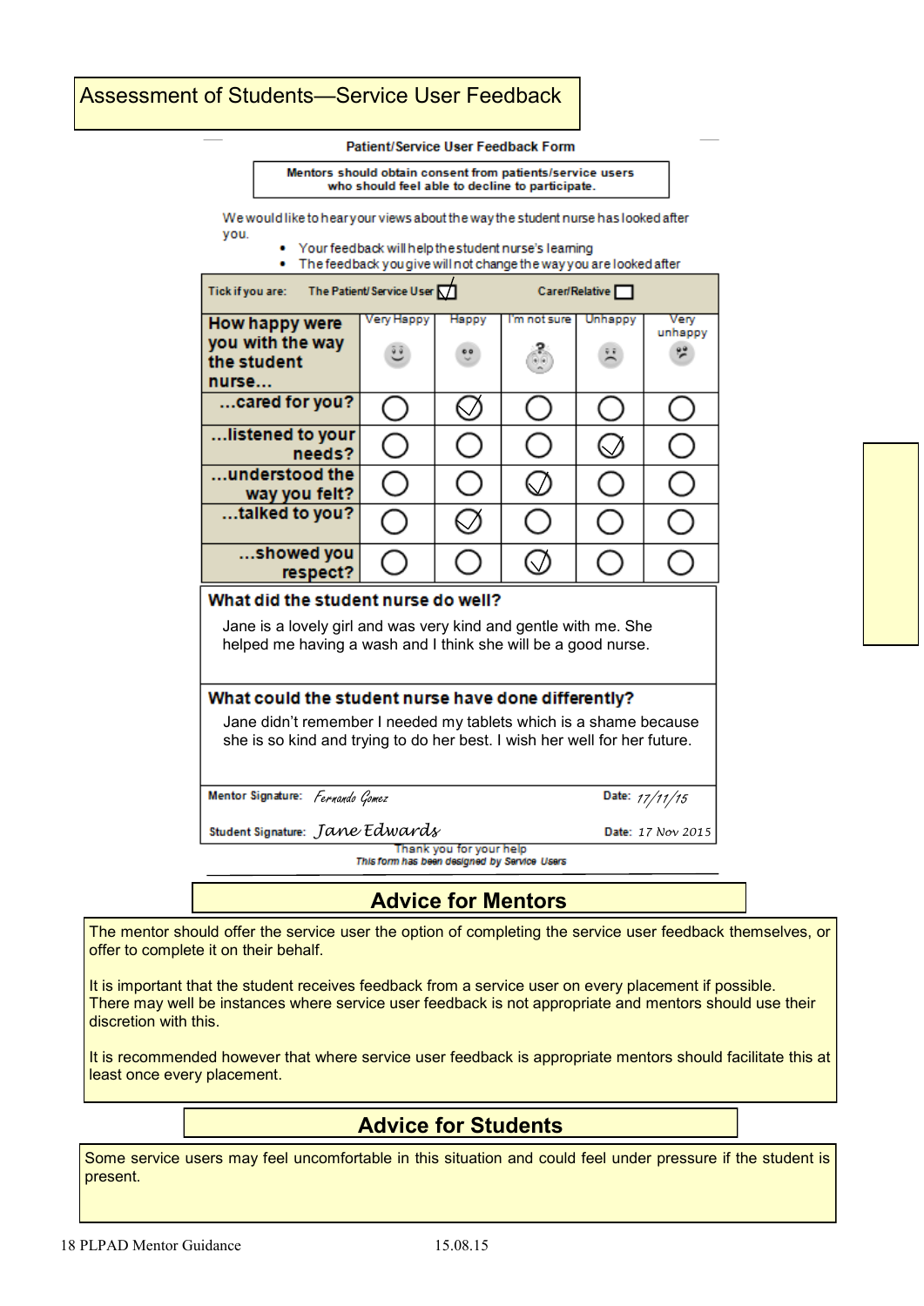# Assessment of Students—Service User Feedback

## Patient/Service User Feedback Form

**Mentors should obtain consent from patients/service users who should feel able to decline to participate.**

We would like to hear your views about the way the student nurse has looked after you.

- Your feedback will help the student nurse's learning
- The feedback you give will not change the way you are looked after

Tick if you are: The Patient/Service User ☑ Carer/Relative ☐

| How happy were you with the way the student nurse... | Very Happy | Happy | I'm not sure | Unhappy | Very unhappy |
|---|---|---|---|---|---|
| ...cared for you? | ○ | ✓ | ○ | ○ | ○ |
| ...listened to your needs? | ○ | ○ | ○ | ✓ | ○ |
| ...understood the way you felt? | ○ | ○ | ✓ | ○ | ○ |
| ...talked to you? | ○ | ✓ | ○ | ○ | ○ |
| ...showed you respect? | ○ | ○ | ✓ | ○ | ○ |

**What did the student nurse do well?**

Jane is a lovely girl and was very kind and gentle with me. She helped me having a wash and I think she will be a good nurse.

**What could the student nurse have done differently?**

Jane didn't remember I needed my tablets which is a shame because she is so kind and trying to do her best. I wish her well for her future.

Mentor Signature: *Fernando Gomez* Date: 17/11/15

Student Signature: *Jane Edwards* Date: 17 Nov 2015

Thank you for your help

*This form has been designed by Service Users*

## Advice for Mentors

The mentor should offer the service user the option of completing the service user feedback themselves, or offer to complete it on their behalf.

It is important that the student receives feedback from a service user on every placement if possible. There may well be instances where service user feedback is not appropriate and mentors should use their discretion with this.

It is recommended however that where service user feedback is appropriate mentors should facilitate this at least once every placement.

## Advice for Students

Some service users may feel uncomfortable in this situation and could feel under pressure if the student is present.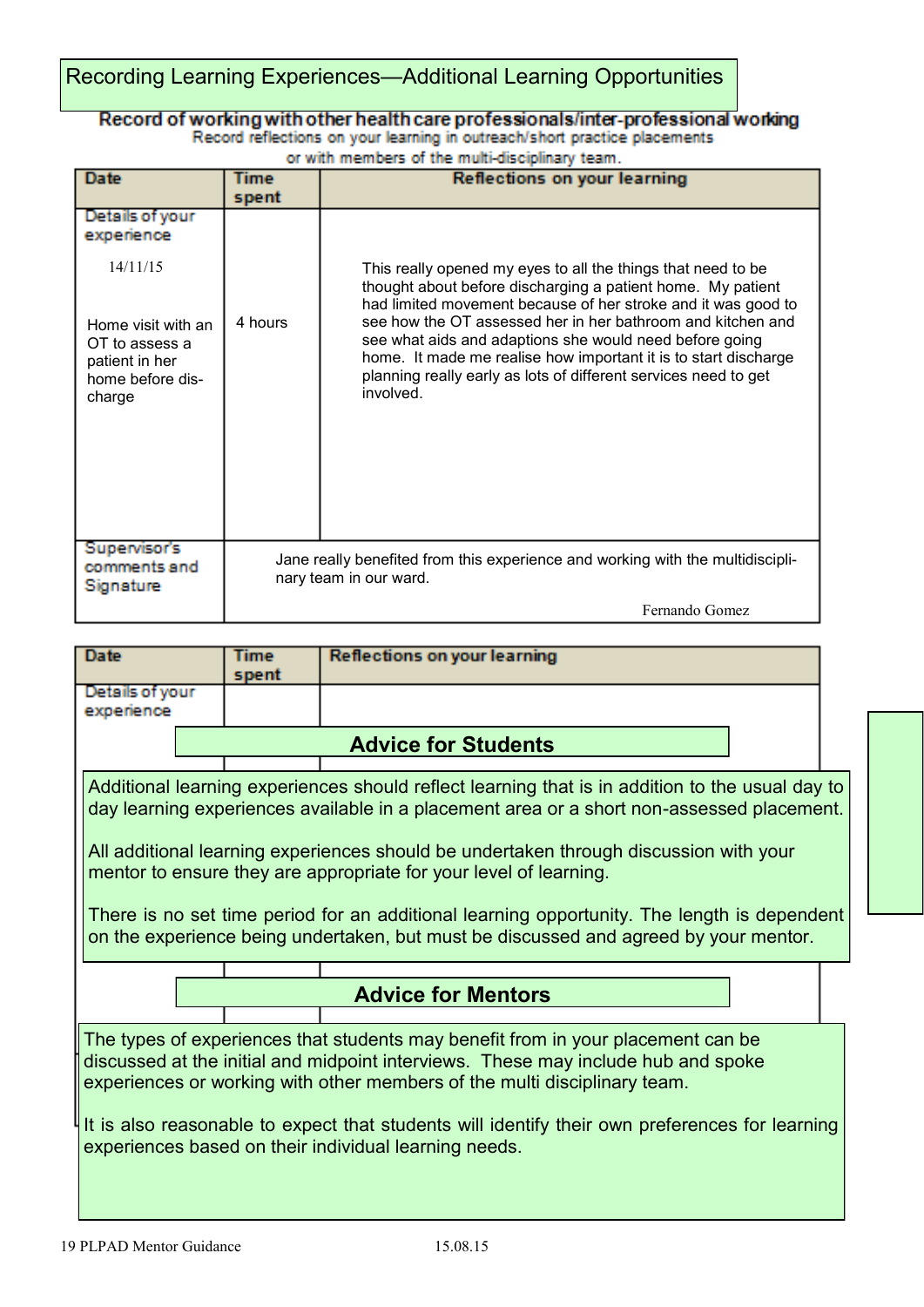# Recording Learning Experiences—Additional Learning Opportunities

**Record of working with other health care professionals/inter-professional working**

Record reflections on your learning in outreach/short practice placements or with members of the multi-disciplinary team.

| Date | Time spent | Reflections on your learning |
|---|---|---|
| Details of your experience<br><br>14/11/15<br><br>Home visit with an OT to assess a patient in her home before discharge | 4 hours | This really opened my eyes to all the things that need to be thought about before discharging a patient home. My patient had limited movement because of her stroke and it was good to see how the OT assessed her in her bathroom and kitchen and see what aids and adaptions she would need before going home. It made me realise how important it is to start discharge planning really early as lots of different services need to get involved. |
| Supervisor's comments and Signature | Jane really benefited from this experience and working with the multidisciplinary team in our ward.<br><br>Fernando Gomez | |

| Date | Time spent | Reflections on your learning |
|---|---|---|
| Details of your experience | | |

## Advice for Students

Additional learning experiences should reflect learning that is in addition to the usual day to day learning experiences available in a placement area or a short non-assessed placement.

All additional learning experiences should be undertaken through discussion with your mentor to ensure they are appropriate for your level of learning.

There is no set time period for an additional learning opportunity. The length is dependent on the experience being undertaken, but must be discussed and agreed by your mentor.

## Advice for Mentors

The types of experiences that students may benefit from in your placement can be discussed at the initial and midpoint interviews. These may include hub and spoke experiences or working with other members of the multi disciplinary team.

It is also reasonable to expect that students will identify their own preferences for learning experiences based on their individual learning needs.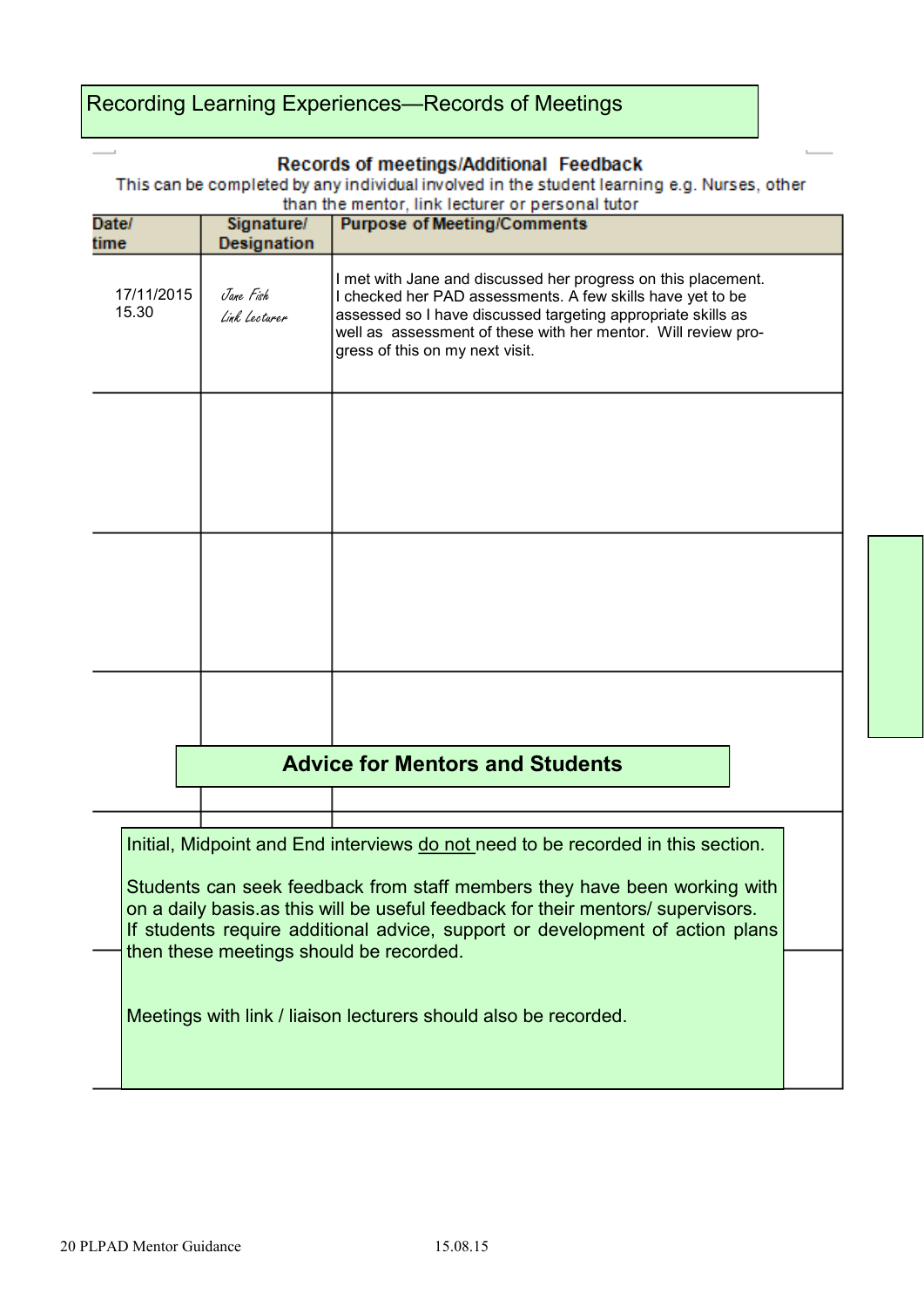## Recording Learning Experiences—Records of Meetings

### Records of meetings/Additional Feedback

This can be completed by any individual involved in the student learning e.g. Nurses, other than the mentor, link lecturer or personal tutor

| Date/ time | Signature/ Designation | Purpose of Meeting/Comments |
|---|---|---|
| 17/11/2015 15.30 | *Jane Fish* *Link Lecturer* | I met with Jane and discussed her progress on this placement. I checked her PAD assessments. A few skills have yet to be assessed so I have discussed targeting appropriate skills as well as assessment of these with her mentor. Will review progress of this on my next visit. |
| | | |
| | | |
| | | |
| | | |
| | | |

### Advice for Mentors and Students

Initial, Midpoint and End interviews <u>do not</u> need to be recorded in this section.

Students can seek feedback from staff members they have been working with on a daily basis.as this will be useful feedback for their mentors/ supervisors. If students require additional advice, support or development of action plans then these meetings should be recorded.

Meetings with link / liaison lecturers should also be recorded.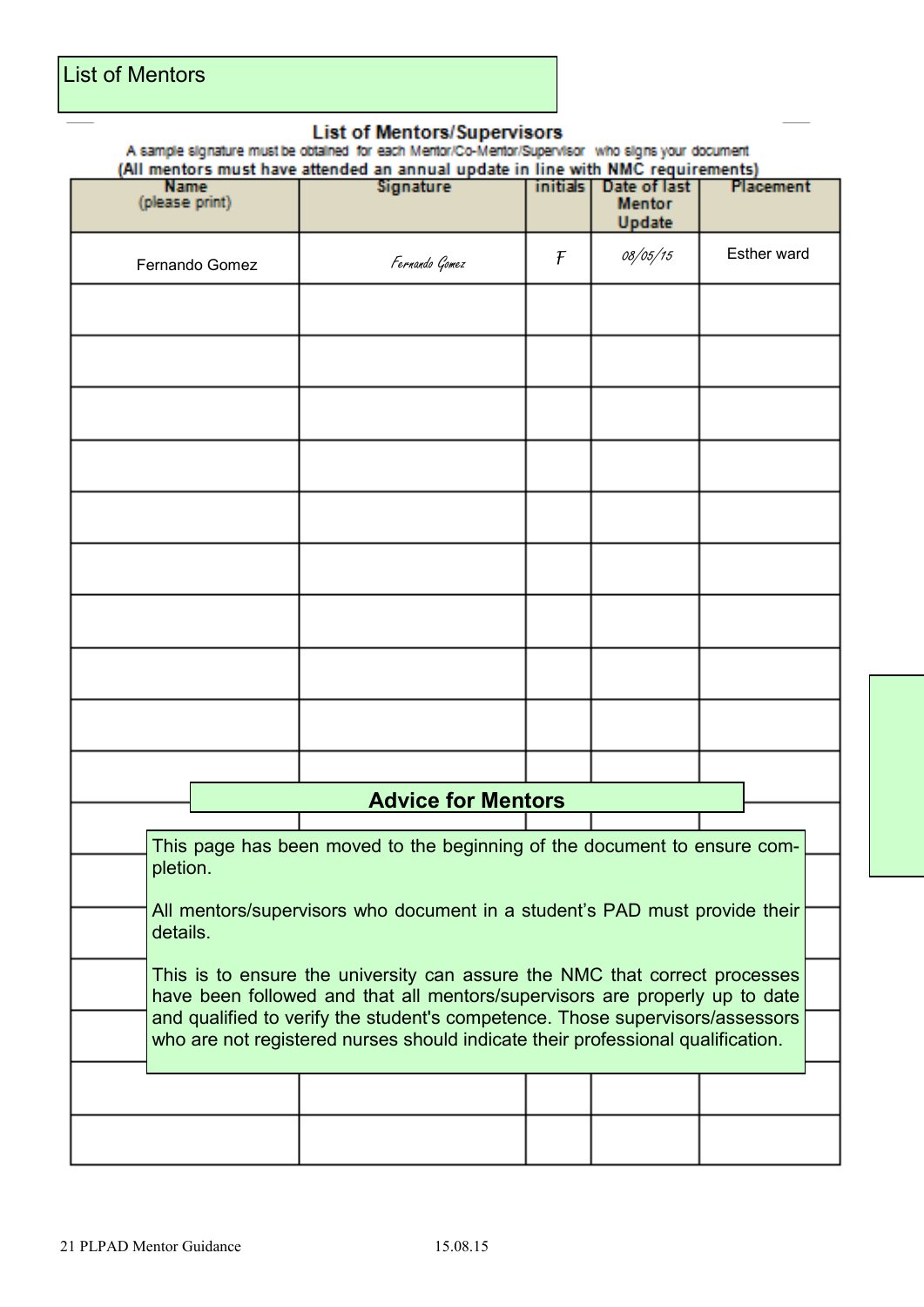# List of Mentors

## List of Mentors/Supervisors

A sample signature must be obtained for each Mentor/Co-Mentor/Supervisor who signs your document

**(All mentors must have attended an annual update in line with NMC requirements)**

| Name (please print) | Signature | initials | Date of last Mentor Update | Placement |
|---|---|---|---|---|
| Fernando Gomez | Fernando Gomez | F | 08/05/15 | Esther ward |
| | | | | |
| | | | | |
| | | | | |
| | | | | |
| | | | | |
| | | | | |
| | | | | |
| | | | | |
| | | | | |
| | | | | |
| | | | | |
| | | | | |
| | | | | |
| | | | | |
| | | | | |
| | | | | |
| | | | | |

### Advice for Mentors

This page has been moved to the beginning of the document to ensure completion.

All mentors/supervisors who document in a student's PAD must provide their details.

This is to ensure the university can assure the NMC that correct processes have been followed and that all mentors/supervisors are properly up to date and qualified to verify the student's competence. Those supervisors/assessors who are not registered nurses should indicate their professional qualification.

21 PLPAD Mentor Guidance 15.08.15